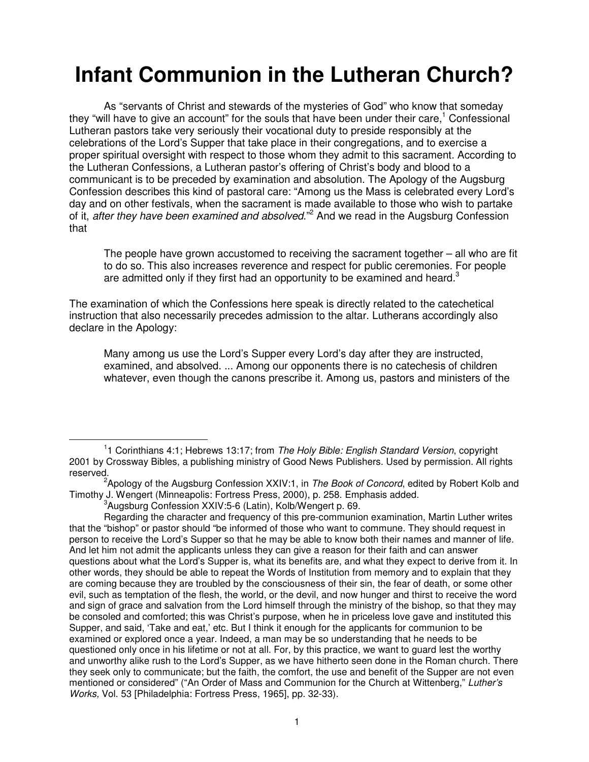# Infant Communion in the Lutheran Church?

As "servants of Christ and stewards of the mysteries of God" who know that someday they "will have to give an account" for the souls that have been under their care,[1] Confessional Lutheran pastors take very seriously their vocational duty to preside responsibly at the celebrations of the Lord's Supper that take place in their congregations, and to exercise a proper spiritual oversight with respect to those whom they admit to this sacrament. According to the Lutheran Confessions, a Lutheran pastor's offering of Christ's body and blood to a communicant is to be preceded by examination and absolution. The Apology of the Augsburg Confession describes this kind of pastoral care: "Among us the Mass is celebrated every Lord's day and on other festivals, when the sacrament is made available to those who wish to partake of it, *after they have been examined and absolved*."[2] And we read in the Augsburg Confession that

> The people have grown accustomed to receiving the sacrament together – all who are fit to do so. This also increases reverence and respect for public ceremonies. For people are admitted only if they first had an opportunity to be examined and heard.[3]

The examination of which the Confessions here speak is directly related to the catechetical instruction that also necessarily precedes admission to the altar. Lutherans accordingly also declare in the Apology:

> Many among us use the Lord's Supper every Lord's day after they are instructed, examined, and absolved. ... Among our opponents there is no catechesis of children whatever, even though the canons prescribe it. Among us, pastors and ministers of the

---

[1] 1 Corinthians 4:1; Hebrews 13:17; from *The Holy Bible: English Standard Version*, copyright 2001 by Crossway Bibles, a publishing ministry of Good News Publishers. Used by permission. All rights reserved.

[2] Apology of the Augsburg Confession XXIV:1, in *The Book of Concord*, edited by Robert Kolb and Timothy J. Wengert (Minneapolis: Fortress Press, 2000), p. 258. Emphasis added.

[3] Augsburg Confession XXIV:5-6 (Latin), Kolb/Wengert p. 69.

Regarding the character and frequency of this pre-communion examination, Martin Luther writes that the "bishop" or pastor should "be informed of those who want to commune. They should request in person to receive the Lord's Supper so that he may be able to know both their names and manner of life. And let him not admit the applicants unless they can give a reason for their faith and can answer questions about what the Lord's Supper is, what its benefits are, and what they expect to derive from it. In other words, they should be able to repeat the Words of Institution from memory and to explain that they are coming because they are troubled by the consciousness of their sin, the fear of death, or some other evil, such as temptation of the flesh, the world, or the devil, and now hunger and thirst to receive the word and sign of grace and salvation from the Lord himself through the ministry of the bishop, so that they may be consoled and comforted; this was Christ's purpose, when he in priceless love gave and instituted this Supper, and said, 'Take and eat,' etc. But I think it enough for the applicants for communion to be examined or explored once a year. Indeed, a man may be so understanding that he needs to be questioned only once in his lifetime or not at all. For, by this practice, we want to guard lest the worthy and unworthy alike rush to the Lord's Supper, as we have hitherto seen done in the Roman church. There they seek only to communicate; but the faith, the comfort, the use and benefit of the Supper are not even mentioned or considered" ("An Order of Mass and Communion for the Church at Wittenberg," *Luther's Works,* Vol. 53 [Philadelphia: Fortress Press, 1965], pp. 32-33).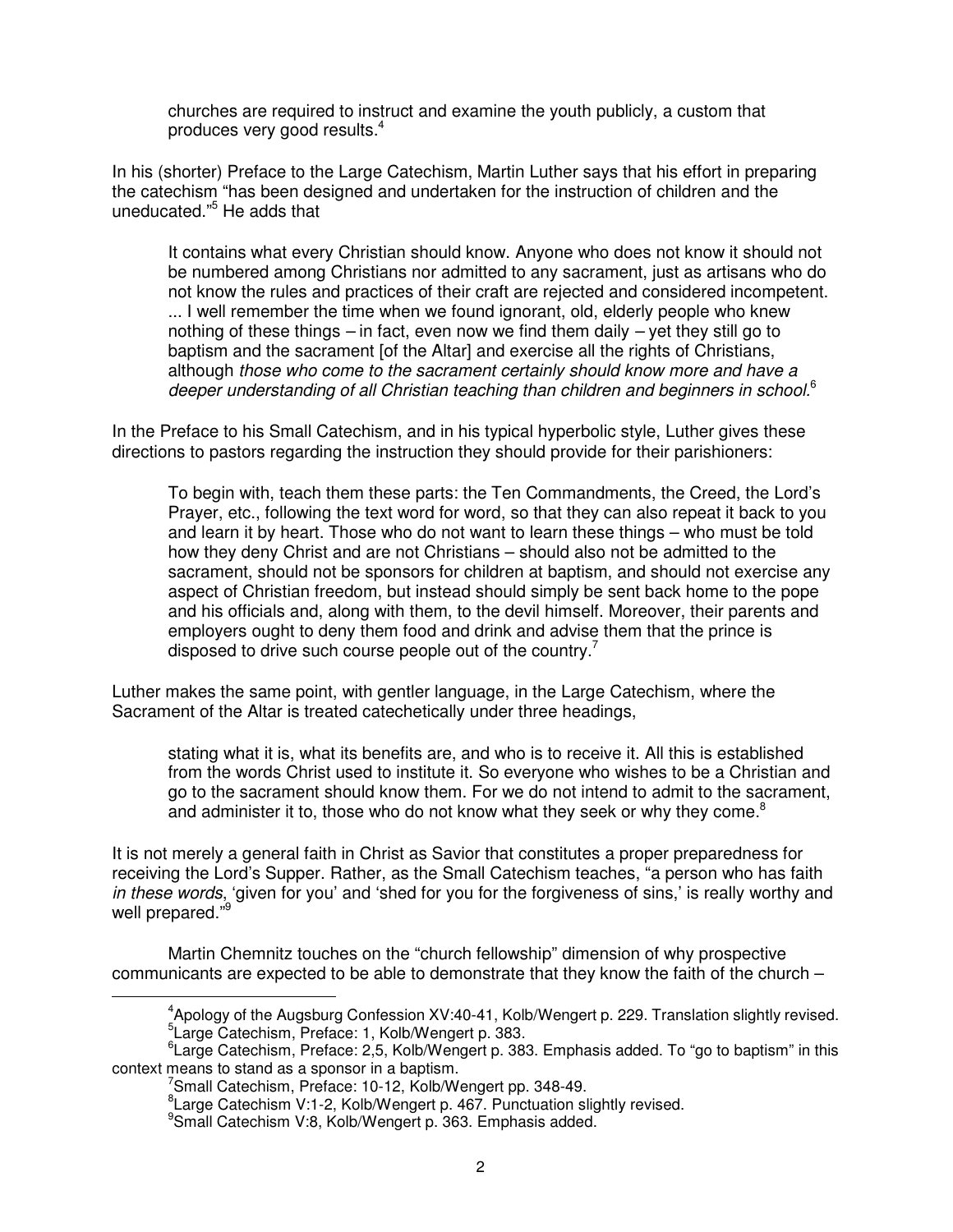> churches are required to instruct and examine the youth publicly, a custom that produces very good results.[4]

In his (shorter) Preface to the Large Catechism, Martin Luther says that his effort in preparing the catechism "has been designed and undertaken for the instruction of children and the uneducated."[5] He adds that

> It contains what every Christian should know. Anyone who does not know it should not be numbered among Christians nor admitted to any sacrament, just as artisans who do not know the rules and practices of their craft are rejected and considered incompetent. ... I well remember the time when we found ignorant, old, elderly people who knew nothing of these things – in fact, even now we find them daily – yet they still go to baptism and the sacrament [of the Altar] and exercise all the rights of Christians, although *those who come to the sacrament certainly should know more and have a deeper understanding of all Christian teaching than children and beginners in school.*[6]

In the Preface to his Small Catechism, and in his typical hyperbolic style, Luther gives these directions to pastors regarding the instruction they should provide for their parishioners:

> To begin with, teach them these parts: the Ten Commandments, the Creed, the Lord's Prayer, etc., following the text word for word, so that they can also repeat it back to you and learn it by heart. Those who do not want to learn these things – who must be told how they deny Christ and are not Christians – should also not be admitted to the sacrament, should not be sponsors for children at baptism, and should not exercise any aspect of Christian freedom, but instead should simply be sent back home to the pope and his officials and, along with them, to the devil himself. Moreover, their parents and employers ought to deny them food and drink and advise them that the prince is disposed to drive such course people out of the country.[7]

Luther makes the same point, with gentler language, in the Large Catechism, where the Sacrament of the Altar is treated catechetically under three headings,

> stating what it is, what its benefits are, and who is to receive it. All this is established from the words Christ used to institute it. So everyone who wishes to be a Christian and go to the sacrament should know them. For we do not intend to admit to the sacrament, and administer it to, those who do not know what they seek or why they come.[8]

It is not merely a general faith in Christ as Savior that constitutes a proper preparedness for receiving the Lord's Supper. Rather, as the Small Catechism teaches, "a person who has faith *in these words*, 'given for you' and 'shed for you for the forgiveness of sins,' is really worthy and well prepared."[9]

Martin Chemnitz touches on the "church fellowship" dimension of why prospective communicants are expected to be able to demonstrate that they know the faith of the church –

---

[4] Apology of the Augsburg Confession XV:40-41, Kolb/Wengert p. 229. Translation slightly revised.

[5] Large Catechism, Preface: 1, Kolb/Wengert p. 383.

[6] Large Catechism, Preface: 2,5, Kolb/Wengert p. 383. Emphasis added. To "go to baptism" in this context means to stand as a sponsor in a baptism.

[7] Small Catechism, Preface: 10-12, Kolb/Wengert pp. 348-49.

[8] Large Catechism V:1-2, Kolb/Wengert p. 467. Punctuation slightly revised.

[9] Small Catechism V:8, Kolb/Wengert p. 363. Emphasis added.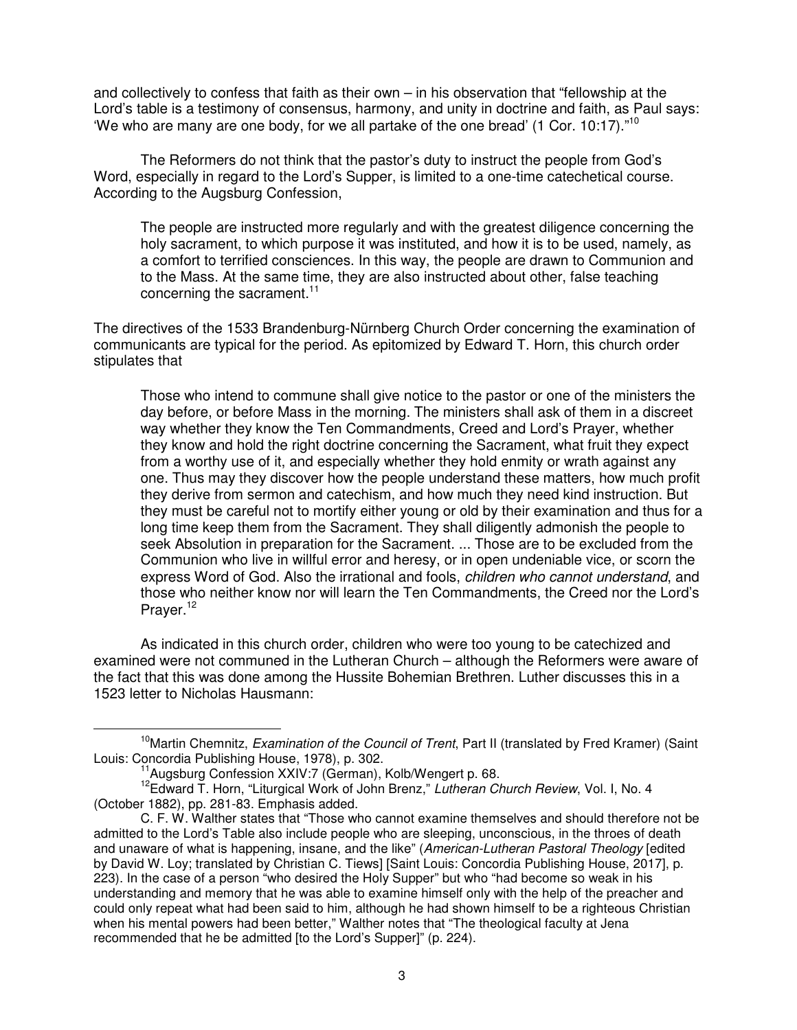and collectively to confess that faith as their own – in his observation that "fellowship at the Lord's table is a testimony of consensus, harmony, and unity in doctrine and faith, as Paul says: 'We who are many are one body, for we all partake of the one bread' (1 Cor. 10:17)."[10]

The Reformers do not think that the pastor's duty to instruct the people from God's Word, especially in regard to the Lord's Supper, is limited to a one-time catechetical course. According to the Augsburg Confession,

> The people are instructed more regularly and with the greatest diligence concerning the holy sacrament, to which purpose it was instituted, and how it is to be used, namely, as a comfort to terrified consciences. In this way, the people are drawn to Communion and to the Mass. At the same time, they are also instructed about other, false teaching concerning the sacrament.[11]

The directives of the 1533 Brandenburg-Nürnberg Church Order concerning the examination of communicants are typical for the period. As epitomized by Edward T. Horn, this church order stipulates that

> Those who intend to commune shall give notice to the pastor or one of the ministers the day before, or before Mass in the morning. The ministers shall ask of them in a discreet way whether they know the Ten Commandments, Creed and Lord's Prayer, whether they know and hold the right doctrine concerning the Sacrament, what fruit they expect from a worthy use of it, and especially whether they hold enmity or wrath against any one. Thus may they discover how the people understand these matters, how much profit they derive from sermon and catechism, and how much they need kind instruction. But they must be careful not to mortify either young or old by their examination and thus for a long time keep them from the Sacrament. They shall diligently admonish the people to seek Absolution in preparation for the Sacrament. ... Those are to be excluded from the Communion who live in willful error and heresy, or in open undeniable vice, or scorn the express Word of God. Also the irrational and fools, *children who cannot understand*, and those who neither know nor will learn the Ten Commandments, the Creed nor the Lord's Prayer.[12]

As indicated in this church order, children who were too young to be catechized and examined were not communed in the Lutheran Church – although the Reformers were aware of the fact that this was done among the Hussite Bohemian Brethren. Luther discusses this in a 1523 letter to Nicholas Hausmann:

---

[10] Martin Chemnitz, *Examination of the Council of Trent*, Part II (translated by Fred Kramer) (Saint Louis: Concordia Publishing House, 1978), p. 302.

[11] Augsburg Confession XXIV:7 (German), Kolb/Wengert p. 68.

[12] Edward T. Horn, "Liturgical Work of John Brenz," *Lutheran Church Review*, Vol. I, No. 4 (October 1882), pp. 281-83. Emphasis added.

C. F. W. Walther states that "Those who cannot examine themselves and should therefore not be admitted to the Lord's Table also include people who are sleeping, unconscious, in the throes of death and unaware of what is happening, insane, and the like" (*American-Lutheran Pastoral Theology* [edited by David W. Loy; translated by Christian C. Tiews] [Saint Louis: Concordia Publishing House, 2017], p. 223). In the case of a person "who desired the Holy Supper" but who "had become so weak in his understanding and memory that he was able to examine himself only with the help of the preacher and could only repeat what had been said to him, although he had shown himself to be a righteous Christian when his mental powers had been better," Walther notes that "The theological faculty at Jena recommended that he be admitted [to the Lord's Supper]" (p. 224).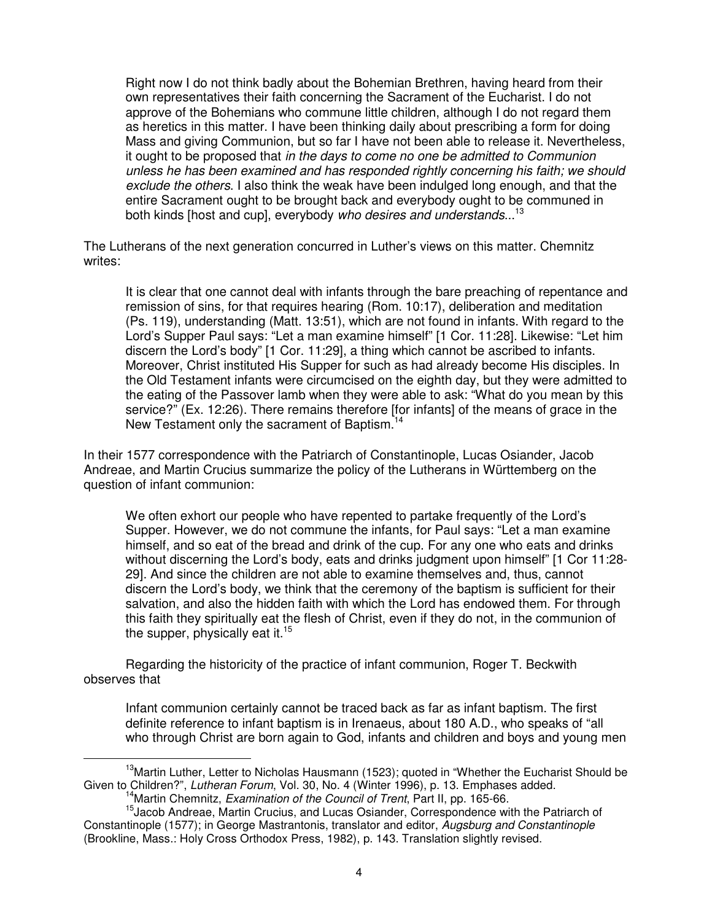> Right now I do not think badly about the Bohemian Brethren, having heard from their own representatives their faith concerning the Sacrament of the Eucharist. I do not approve of the Bohemians who commune little children, although I do not regard them as heretics in this matter. I have been thinking daily about prescribing a form for doing Mass and giving Communion, but so far I have not been able to release it. Nevertheless, it ought to be proposed that *in the days to come no one be admitted to Communion unless he has been examined and has responded rightly concerning his faith; we should exclude the others*. I also think the weak have been indulged long enough, and that the entire Sacrament ought to be brought back and everybody ought to be communed in both kinds [host and cup], everybody *who desires and understands*...[13]

The Lutherans of the next generation concurred in Luther's views on this matter. Chemnitz writes:

> It is clear that one cannot deal with infants through the bare preaching of repentance and remission of sins, for that requires hearing (Rom. 10:17), deliberation and meditation (Ps. 119), understanding (Matt. 13:51), which are not found in infants. With regard to the Lord's Supper Paul says: "Let a man examine himself" [1 Cor. 11:28]. Likewise: "Let him discern the Lord's body" [1 Cor. 11:29], a thing which cannot be ascribed to infants. Moreover, Christ instituted His Supper for such as had already become His disciples. In the Old Testament infants were circumcised on the eighth day, but they were admitted to the eating of the Passover lamb when they were able to ask: "What do you mean by this service?" (Ex. 12:26). There remains therefore [for infants] of the means of grace in the New Testament only the sacrament of Baptism.[14]

In their 1577 correspondence with the Patriarch of Constantinople, Lucas Osiander, Jacob Andreae, and Martin Crucius summarize the policy of the Lutherans in Württemberg on the question of infant communion:

> We often exhort our people who have repented to partake frequently of the Lord's Supper. However, we do not commune the infants, for Paul says: "Let a man examine himself, and so eat of the bread and drink of the cup. For any one who eats and drinks without discerning the Lord's body, eats and drinks judgment upon himself" [1 Cor 11:28-29]. And since the children are not able to examine themselves and, thus, cannot discern the Lord's body, we think that the ceremony of the baptism is sufficient for their salvation, and also the hidden faith with which the Lord has endowed them. For through this faith they spiritually eat the flesh of Christ, even if they do not, in the communion of the supper, physically eat it.[15]

Regarding the historicity of the practice of infant communion, Roger T. Beckwith observes that

> Infant communion certainly cannot be traced back as far as infant baptism. The first definite reference to infant baptism is in Irenaeus, about 180 A.D., who speaks of "all who through Christ are born again to God, infants and children and boys and young men

---

[13] Martin Luther, Letter to Nicholas Hausmann (1523); quoted in "Whether the Eucharist Should be Given to Children?", *Lutheran Forum*, Vol. 30, No. 4 (Winter 1996), p. 13. Emphases added.

[14] Martin Chemnitz, *Examination of the Council of Trent*, Part II, pp. 165-66.

[15] Jacob Andreae, Martin Crucius, and Lucas Osiander, Correspondence with the Patriarch of Constantinople (1577); in George Mastrantonis, translator and editor, *Augsburg and Constantinople* (Brookline, Mass.: Holy Cross Orthodox Press, 1982), p. 143. Translation slightly revised.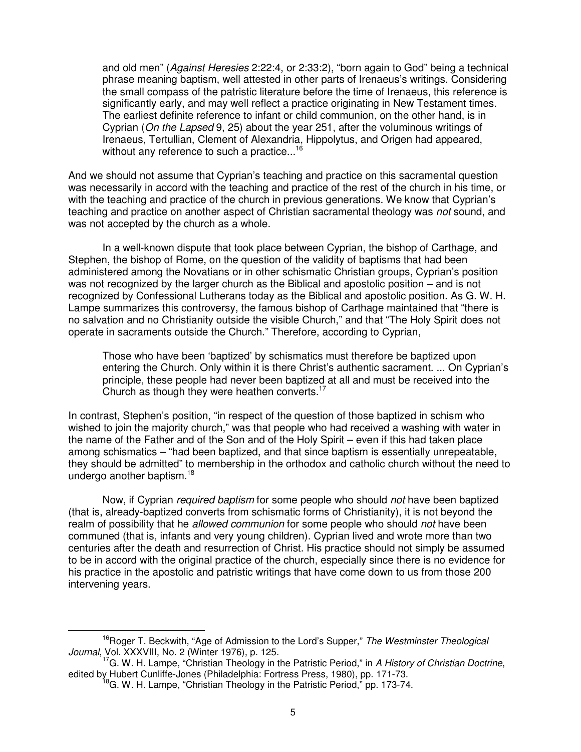> and old men" (*Against Heresies* 2:22:4, or 2:33:2), "born again to God" being a technical phrase meaning baptism, well attested in other parts of Irenaeus's writings. Considering the small compass of the patristic literature before the time of Irenaeus, this reference is significantly early, and may well reflect a practice originating in New Testament times. The earliest definite reference to infant or child communion, on the other hand, is in Cyprian (*On the Lapsed* 9, 25) about the year 251, after the voluminous writings of Irenaeus, Tertullian, Clement of Alexandria, Hippolytus, and Origen had appeared, without any reference to such a practice...[16]

And we should not assume that Cyprian's teaching and practice on this sacramental question was necessarily in accord with the teaching and practice of the rest of the church in his time, or with the teaching and practice of the church in previous generations. We know that Cyprian's teaching and practice on another aspect of Christian sacramental theology was *not* sound, and was not accepted by the church as a whole.

In a well-known dispute that took place between Cyprian, the bishop of Carthage, and Stephen, the bishop of Rome, on the question of the validity of baptisms that had been administered among the Novatians or in other schismatic Christian groups, Cyprian's position was not recognized by the larger church as the Biblical and apostolic position – and is not recognized by Confessional Lutherans today as the Biblical and apostolic position. As G. W. H. Lampe summarizes this controversy, the famous bishop of Carthage maintained that "there is no salvation and no Christianity outside the visible Church," and that "The Holy Spirit does not operate in sacraments outside the Church." Therefore, according to Cyprian,

> Those who have been 'baptized' by schismatics must therefore be baptized upon entering the Church. Only within it is there Christ's authentic sacrament. ... On Cyprian's principle, these people had never been baptized at all and must be received into the Church as though they were heathen converts.[17]

In contrast, Stephen's position, "in respect of the question of those baptized in schism who wished to join the majority church," was that people who had received a washing with water in the name of the Father and of the Son and of the Holy Spirit – even if this had taken place among schismatics – "had been baptized, and that since baptism is essentially unrepeatable, they should be admitted" to membership in the orthodox and catholic church without the need to undergo another baptism.[18]

Now, if Cyprian *required baptism* for some people who should *not* have been baptized (that is, already-baptized converts from schismatic forms of Christianity), it is not beyond the realm of possibility that he *allowed communion* for some people who should *not* have been communed (that is, infants and very young children). Cyprian lived and wrote more than two centuries after the death and resurrection of Christ. His practice should not simply be assumed to be in accord with the original practice of the church, especially since there is no evidence for his practice in the apostolic and patristic writings that have come down to us from those 200 intervening years.

---

[16] Roger T. Beckwith, "Age of Admission to the Lord's Supper," *The Westminster Theological Journal*, Vol. XXXVIII, No. 2 (Winter 1976), p. 125.

[17] G. W. H. Lampe, "Christian Theology in the Patristic Period," in *A History of Christian Doctrine*, edited by Hubert Cunliffe-Jones (Philadelphia: Fortress Press, 1980), pp. 171-73.

[18] G. W. H. Lampe, "Christian Theology in the Patristic Period," pp. 173-74.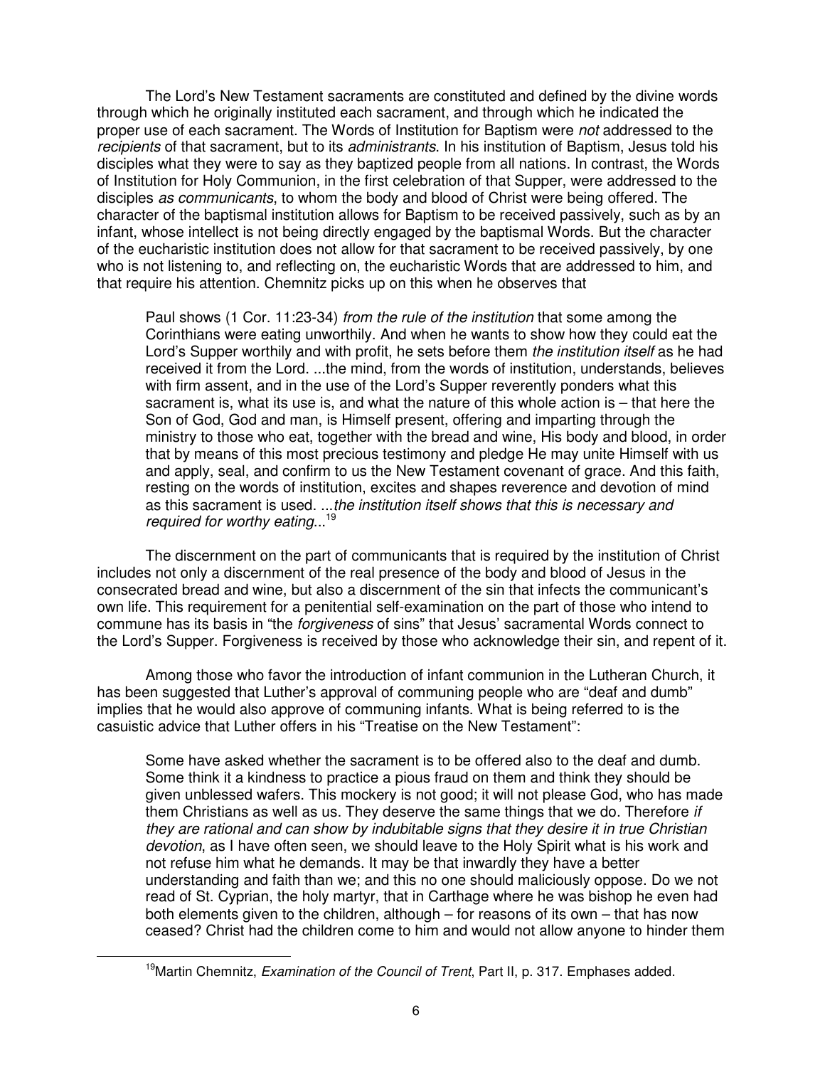The Lord's New Testament sacraments are constituted and defined by the divine words through which he originally instituted each sacrament, and through which he indicated the proper use of each sacrament. The Words of Institution for Baptism were *not* addressed to the *recipients* of that sacrament, but to its *administrants*. In his institution of Baptism, Jesus told his disciples what they were to say as they baptized people from all nations. In contrast, the Words of Institution for Holy Communion, in the first celebration of that Supper, were addressed to the disciples *as communicants*, to whom the body and blood of Christ were being offered. The character of the baptismal institution allows for Baptism to be received passively, such as by an infant, whose intellect is not being directly engaged by the baptismal Words. But the character of the eucharistic institution does not allow for that sacrament to be received passively, by one who is not listening to, and reflecting on, the eucharistic Words that are addressed to him, and that require his attention. Chemnitz picks up on this when he observes that

> Paul shows (1 Cor. 11:23-34) *from the rule of the institution* that some among the Corinthians were eating unworthily. And when he wants to show how they could eat the Lord's Supper worthily and with profit, he sets before them *the institution itself* as he had received it from the Lord. ...the mind, from the words of institution, understands, believes with firm assent, and in the use of the Lord's Supper reverently ponders what this sacrament is, what its use is, and what the nature of this whole action is – that here the Son of God, God and man, is Himself present, offering and imparting through the ministry to those who eat, together with the bread and wine, His body and blood, in order that by means of this most precious testimony and pledge He may unite Himself with us and apply, seal, and confirm to us the New Testament covenant of grace. And this faith, resting on the words of institution, excites and shapes reverence and devotion of mind as this sacrament is used. ...*the institution itself shows that this is necessary and required for worthy eating*...[19]

The discernment on the part of communicants that is required by the institution of Christ includes not only a discernment of the real presence of the body and blood of Jesus in the consecrated bread and wine, but also a discernment of the sin that infects the communicant's own life. This requirement for a penitential self-examination on the part of those who intend to commune has its basis in "the *forgiveness* of sins" that Jesus' sacramental Words connect to the Lord's Supper. Forgiveness is received by those who acknowledge their sin, and repent of it.

Among those who favor the introduction of infant communion in the Lutheran Church, it has been suggested that Luther's approval of communing people who are "deaf and dumb" implies that he would also approve of communing infants. What is being referred to is the casuistic advice that Luther offers in his "Treatise on the New Testament":

> Some have asked whether the sacrament is to be offered also to the deaf and dumb. Some think it a kindness to practice a pious fraud on them and think they should be given unblessed wafers. This mockery is not good; it will not please God, who has made them Christians as well as us. They deserve the same things that we do. Therefore *if they are rational and can show by indubitable signs that they desire it in true Christian devotion*, as I have often seen, we should leave to the Holy Spirit what is his work and not refuse him what he demands. It may be that inwardly they have a better understanding and faith than we; and this no one should maliciously oppose. Do we not read of St. Cyprian, the holy martyr, that in Carthage where he was bishop he even had both elements given to the children, although – for reasons of its own – that has now ceased? Christ had the children come to him and would not allow anyone to hinder them

[19] Martin Chemnitz, *Examination of the Council of Trent*, Part II, p. 317. Emphases added.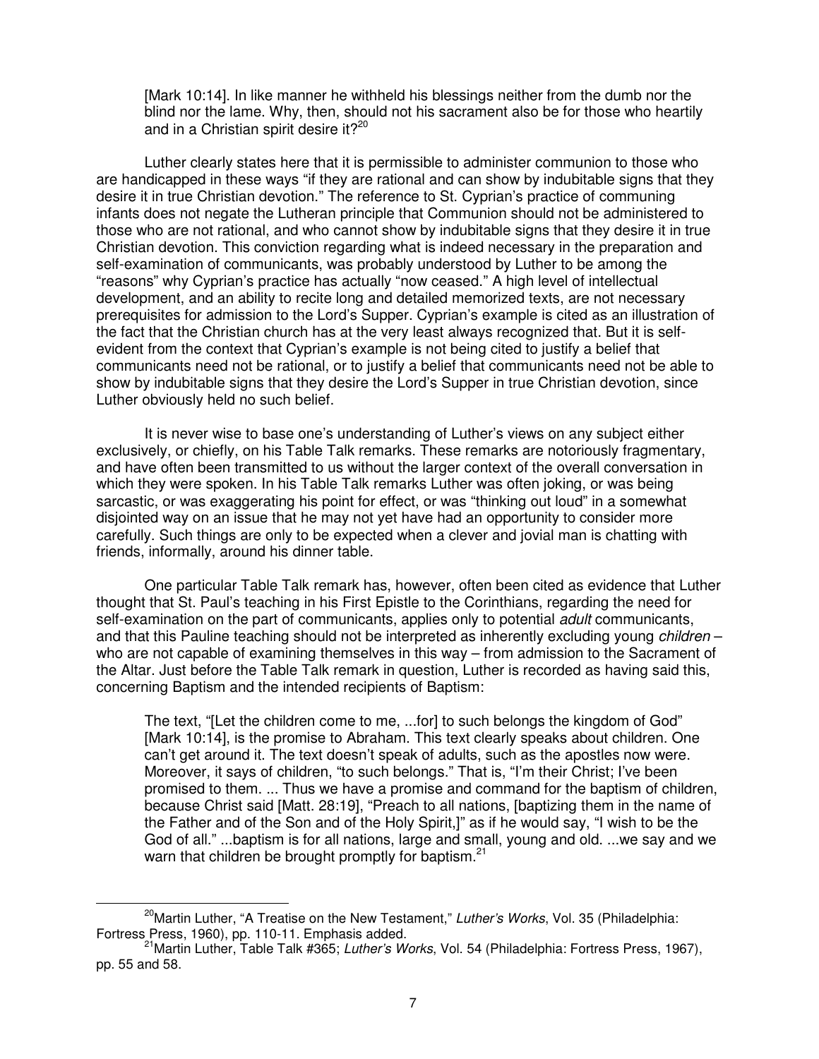> [Mark 10:14]. In like manner he withheld his blessings neither from the dumb nor the blind nor the lame. Why, then, should not his sacrament also be for those who heartily and in a Christian spirit desire it?[20]

Luther clearly states here that it is permissible to administer communion to those who are handicapped in these ways "if they are rational and can show by indubitable signs that they desire it in true Christian devotion." The reference to St. Cyprian's practice of communing infants does not negate the Lutheran principle that Communion should not be administered to those who are not rational, and who cannot show by indubitable signs that they desire it in true Christian devotion. This conviction regarding what is indeed necessary in the preparation and self-examination of communicants, was probably understood by Luther to be among the "reasons" why Cyprian's practice has actually "now ceased." A high level of intellectual development, and an ability to recite long and detailed memorized texts, are not necessary prerequisites for admission to the Lord's Supper. Cyprian's example is cited as an illustration of the fact that the Christian church has at the very least always recognized that. But it is self-evident from the context that Cyprian's example is not being cited to justify a belief that communicants need not be rational, or to justify a belief that communicants need not be able to show by indubitable signs that they desire the Lord's Supper in true Christian devotion, since Luther obviously held no such belief.

It is never wise to base one's understanding of Luther's views on any subject either exclusively, or chiefly, on his Table Talk remarks. These remarks are notoriously fragmentary, and have often been transmitted to us without the larger context of the overall conversation in which they were spoken. In his Table Talk remarks Luther was often joking, or was being sarcastic, or was exaggerating his point for effect, or was "thinking out loud" in a somewhat disjointed way on an issue that he may not yet have had an opportunity to consider more carefully. Such things are only to be expected when a clever and jovial man is chatting with friends, informally, around his dinner table.

One particular Table Talk remark has, however, often been cited as evidence that Luther thought that St. Paul's teaching in his First Epistle to the Corinthians, regarding the need for self-examination on the part of communicants, applies only to potential *adult* communicants, and that this Pauline teaching should not be interpreted as inherently excluding young *children* – who are not capable of examining themselves in this way – from admission to the Sacrament of the Altar. Just before the Table Talk remark in question, Luther is recorded as having said this, concerning Baptism and the intended recipients of Baptism:

> The text, "[Let the children come to me, ...for] to such belongs the kingdom of God" [Mark 10:14], is the promise to Abraham. This text clearly speaks about children. One can't get around it. The text doesn't speak of adults, such as the apostles now were. Moreover, it says of children, "to such belongs." That is, "I'm their Christ; I've been promised to them. ... Thus we have a promise and command for the baptism of children, because Christ said [Matt. 28:19], "Preach to all nations, [baptizing them in the name of the Father and of the Son and of the Holy Spirit,]" as if he would say, "I wish to be the God of all." ...baptism is for all nations, large and small, young and old. ...we say and we warn that children be brought promptly for baptism.[21]

---

[20] Martin Luther, "A Treatise on the New Testament," *Luther's Works*, Vol. 35 (Philadelphia: Fortress Press, 1960), pp. 110-11. Emphasis added.

[21] Martin Luther, Table Talk #365; *Luther's Works*, Vol. 54 (Philadelphia: Fortress Press, 1967), pp. 55 and 58.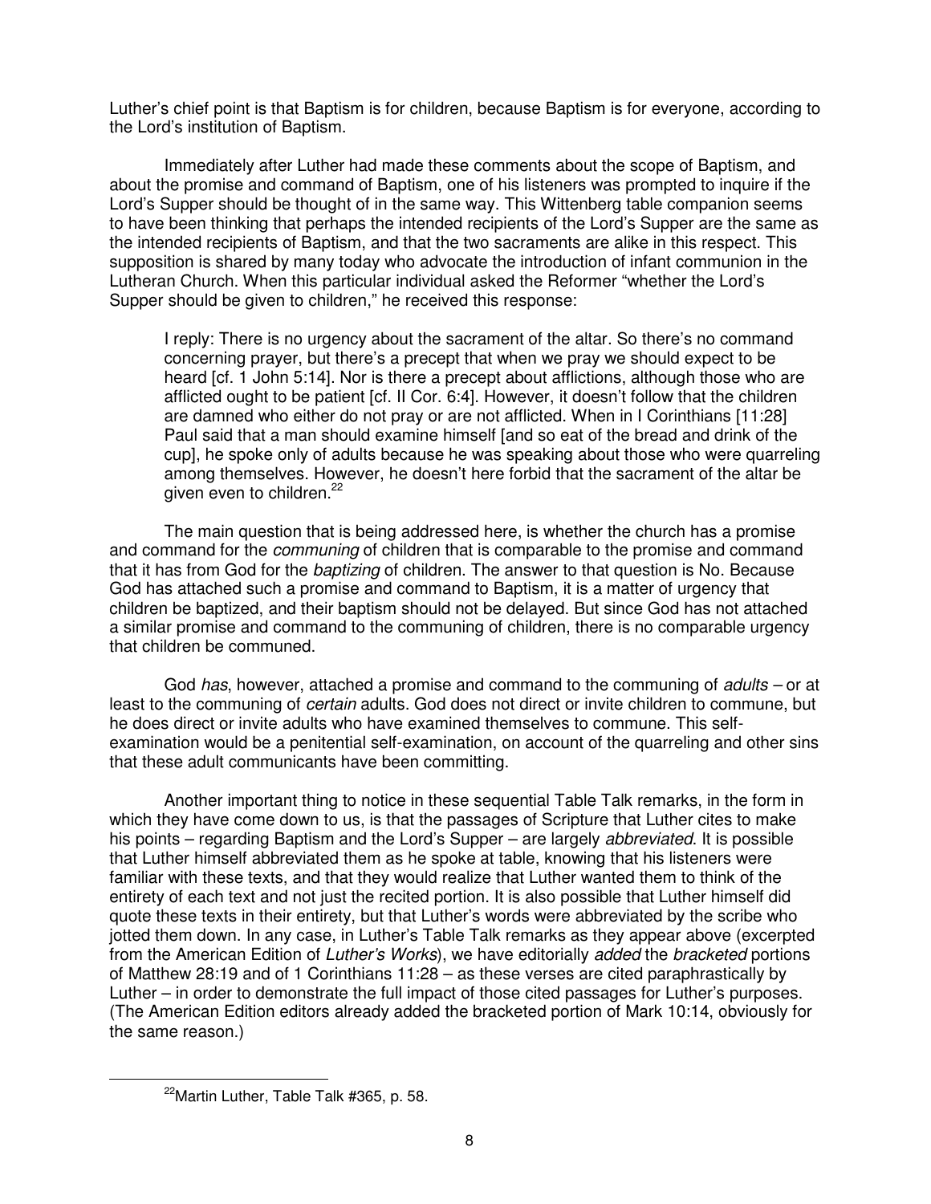Luther's chief point is that Baptism is for children, because Baptism is for everyone, according to the Lord's institution of Baptism.

Immediately after Luther had made these comments about the scope of Baptism, and about the promise and command of Baptism, one of his listeners was prompted to inquire if the Lord's Supper should be thought of in the same way. This Wittenberg table companion seems to have been thinking that perhaps the intended recipients of the Lord's Supper are the same as the intended recipients of Baptism, and that the two sacraments are alike in this respect. This supposition is shared by many today who advocate the introduction of infant communion in the Lutheran Church. When this particular individual asked the Reformer "whether the Lord's Supper should be given to children," he received this response:

> I reply: There is no urgency about the sacrament of the altar. So there's no command concerning prayer, but there's a precept that when we pray we should expect to be heard [cf. 1 John 5:14]. Nor is there a precept about afflictions, although those who are afflicted ought to be patient [cf. II Cor. 6:4]. However, it doesn't follow that the children are damned who either do not pray or are not afflicted. When in I Corinthians [11:28] Paul said that a man should examine himself [and so eat of the bread and drink of the cup], he spoke only of adults because he was speaking about those who were quarreling among themselves. However, he doesn't here forbid that the sacrament of the altar be given even to children.[22]

The main question that is being addressed here, is whether the church has a promise and command for the *communing* of children that is comparable to the promise and command that it has from God for the *baptizing* of children. The answer to that question is No. Because God has attached such a promise and command to Baptism, it is a matter of urgency that children be baptized, and their baptism should not be delayed. But since God has not attached a similar promise and command to the communing of children, there is no comparable urgency that children be communed.

God *has*, however, attached a promise and command to the communing of *adults* – or at least to the communing of *certain* adults. God does not direct or invite children to commune, but he does direct or invite adults who have examined themselves to commune. This self-examination would be a penitential self-examination, on account of the quarreling and other sins that these adult communicants have been committing.

Another important thing to notice in these sequential Table Talk remarks, in the form in which they have come down to us, is that the passages of Scripture that Luther cites to make his points – regarding Baptism and the Lord's Supper – are largely *abbreviated*. It is possible that Luther himself abbreviated them as he spoke at table, knowing that his listeners were familiar with these texts, and that they would realize that Luther wanted them to think of the entirety of each text and not just the recited portion. It is also possible that Luther himself did quote these texts in their entirety, but that Luther's words were abbreviated by the scribe who jotted them down. In any case, in Luther's Table Talk remarks as they appear above (excerpted from the American Edition of *Luther's Works*), we have editorially *added* the *bracketed* portions of Matthew 28:19 and of 1 Corinthians 11:28 – as these verses are cited paraphrastically by Luther – in order to demonstrate the full impact of those cited passages for Luther's purposes. (The American Edition editors already added the bracketed portion of Mark 10:14, obviously for the same reason.)

---

[22] Martin Luther, Table Talk #365, p. 58.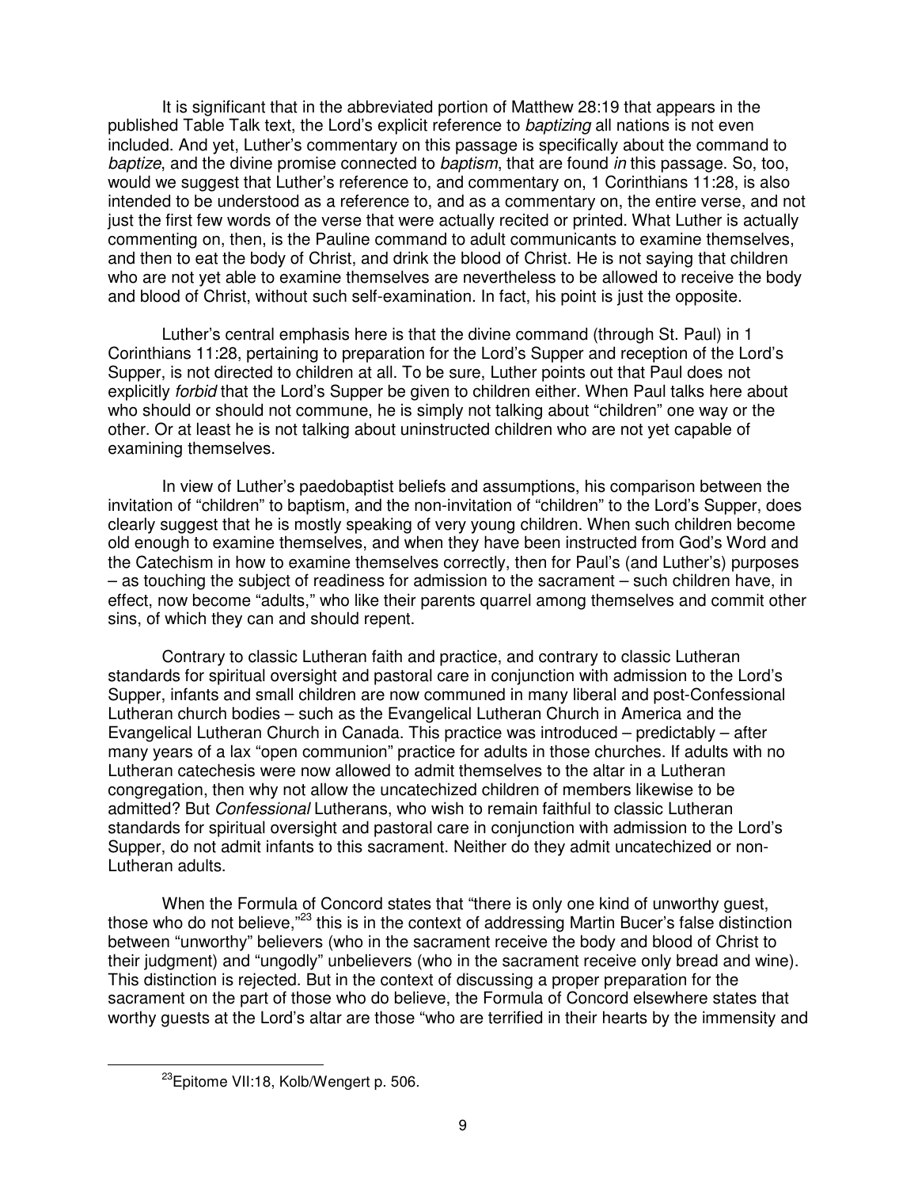It is significant that in the abbreviated portion of Matthew 28:19 that appears in the published Table Talk text, the Lord's explicit reference to *baptizing* all nations is not even included. And yet, Luther's commentary on this passage is specifically about the command to *baptize*, and the divine promise connected to *baptism*, that are found *in* this passage. So, too, would we suggest that Luther's reference to, and commentary on, 1 Corinthians 11:28, is also intended to be understood as a reference to, and as a commentary on, the entire verse, and not just the first few words of the verse that were actually recited or printed. What Luther is actually commenting on, then, is the Pauline command to adult communicants to examine themselves, and then to eat the body of Christ, and drink the blood of Christ. He is not saying that children who are not yet able to examine themselves are nevertheless to be allowed to receive the body and blood of Christ, without such self-examination. In fact, his point is just the opposite.

Luther's central emphasis here is that the divine command (through St. Paul) in 1 Corinthians 11:28, pertaining to preparation for the Lord's Supper and reception of the Lord's Supper, is not directed to children at all. To be sure, Luther points out that Paul does not explicitly *forbid* that the Lord's Supper be given to children either. When Paul talks here about who should or should not commune, he is simply not talking about "children" one way or the other. Or at least he is not talking about uninstructed children who are not yet capable of examining themselves.

In view of Luther's paedobaptist beliefs and assumptions, his comparison between the invitation of "children" to baptism, and the non-invitation of "children" to the Lord's Supper, does clearly suggest that he is mostly speaking of very young children. When such children become old enough to examine themselves, and when they have been instructed from God's Word and the Catechism in how to examine themselves correctly, then for Paul's (and Luther's) purposes – as touching the subject of readiness for admission to the sacrament – such children have, in effect, now become "adults," who like their parents quarrel among themselves and commit other sins, of which they can and should repent.

Contrary to classic Lutheran faith and practice, and contrary to classic Lutheran standards for spiritual oversight and pastoral care in conjunction with admission to the Lord's Supper, infants and small children are now communed in many liberal and post-Confessional Lutheran church bodies – such as the Evangelical Lutheran Church in America and the Evangelical Lutheran Church in Canada. This practice was introduced – predictably – after many years of a lax "open communion" practice for adults in those churches. If adults with no Lutheran catechesis were now allowed to admit themselves to the altar in a Lutheran congregation, then why not allow the uncatechized children of members likewise to be admitted? But *Confessional* Lutherans, who wish to remain faithful to classic Lutheran standards for spiritual oversight and pastoral care in conjunction with admission to the Lord's Supper, do not admit infants to this sacrament. Neither do they admit uncatechized or non-Lutheran adults.

When the Formula of Concord states that "there is only one kind of unworthy guest, those who do not believe,"[23] this is in the context of addressing Martin Bucer's false distinction between "unworthy" believers (who in the sacrament receive the body and blood of Christ to their judgment) and "ungodly" unbelievers (who in the sacrament receive only bread and wine). This distinction is rejected. But in the context of discussing a proper preparation for the sacrament on the part of those who do believe, the Formula of Concord elsewhere states that worthy guests at the Lord's altar are those "who are terrified in their hearts by the immensity and

---

[23] Epitome VII:18, Kolb/Wengert p. 506.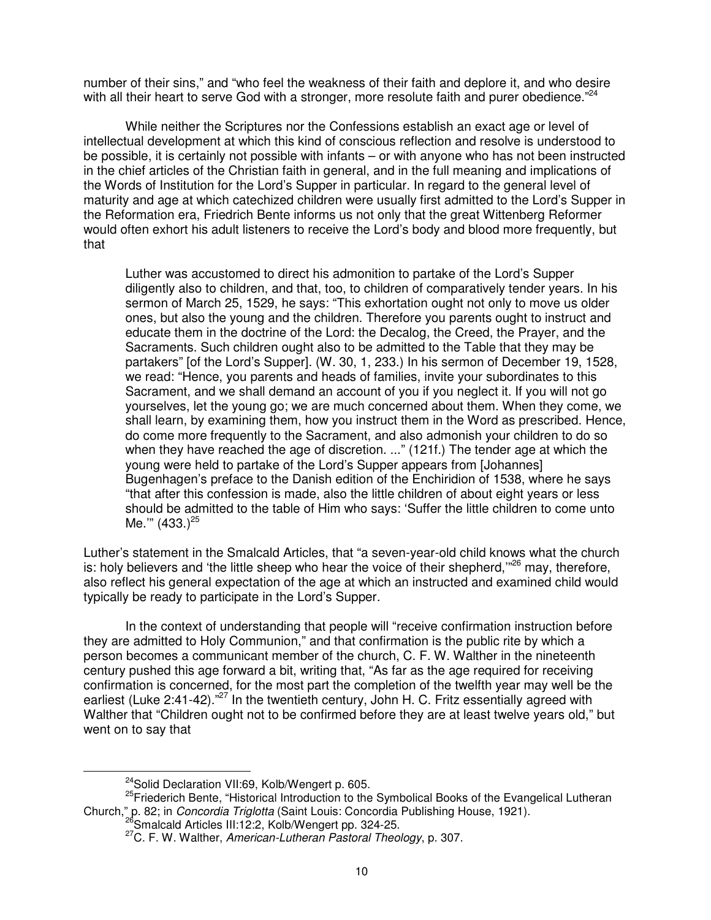number of their sins," and "who feel the weakness of their faith and deplore it, and who desire with all their heart to serve God with a stronger, more resolute faith and purer obedience."[24]

While neither the Scriptures nor the Confessions establish an exact age or level of intellectual development at which this kind of conscious reflection and resolve is understood to be possible, it is certainly not possible with infants – or with anyone who has not been instructed in the chief articles of the Christian faith in general, and in the full meaning and implications of the Words of Institution for the Lord's Supper in particular. In regard to the general level of maturity and age at which catechized children were usually first admitted to the Lord's Supper in the Reformation era, Friedrich Bente informs us not only that the great Wittenberg Reformer would often exhort his adult listeners to receive the Lord's body and blood more frequently, but that

> Luther was accustomed to direct his admonition to partake of the Lord's Supper diligently also to children, and that, too, to children of comparatively tender years. In his sermon of March 25, 1529, he says: "This exhortation ought not only to move us older ones, but also the young and the children. Therefore you parents ought to instruct and educate them in the doctrine of the Lord: the Decalog, the Creed, the Prayer, and the Sacraments. Such children ought also to be admitted to the Table that they may be partakers" [of the Lord's Supper]. (W. 30, 1, 233.) In his sermon of December 19, 1528, we read: "Hence, you parents and heads of families, invite your subordinates to this Sacrament, and we shall demand an account of you if you neglect it. If you will not go yourselves, let the young go; we are much concerned about them. When they come, we shall learn, by examining them, how you instruct them in the Word as prescribed. Hence, do come more frequently to the Sacrament, and also admonish your children to do so when they have reached the age of discretion. ..." (121f.) The tender age at which the young were held to partake of the Lord's Supper appears from [Johannes] Bugenhagen's preface to the Danish edition of the Enchiridion of 1538, where he says "that after this confession is made, also the little children of about eight years or less should be admitted to the table of Him who says: 'Suffer the little children to come unto Me.'" (433.)[25]

Luther's statement in the Smalcald Articles, that "a seven-year-old child knows what the church is: holy believers and 'the little sheep who hear the voice of their shepherd,'"[26] may, therefore, also reflect his general expectation of the age at which an instructed and examined child would typically be ready to participate in the Lord's Supper.

In the context of understanding that people will "receive confirmation instruction before they are admitted to Holy Communion," and that confirmation is the public rite by which a person becomes a communicant member of the church, C. F. W. Walther in the nineteenth century pushed this age forward a bit, writing that, "As far as the age required for receiving confirmation is concerned, for the most part the completion of the twelfth year may well be the earliest (Luke 2:41-42)."[27] In the twentieth century, John H. C. Fritz essentially agreed with Walther that "Children ought not to be confirmed before they are at least twelve years old," but went on to say that

---

[24] Solid Declaration VII:69, Kolb/Wengert p. 605.

[25] Friederich Bente, "Historical Introduction to the Symbolical Books of the Evangelical Lutheran Church," p. 82; in *Concordia Triglotta* (Saint Louis: Concordia Publishing House, 1921).

[26] Smalcald Articles III:12:2, Kolb/Wengert pp. 324-25.

[27] C. F. W. Walther, *American-Lutheran Pastoral Theology*, p. 307.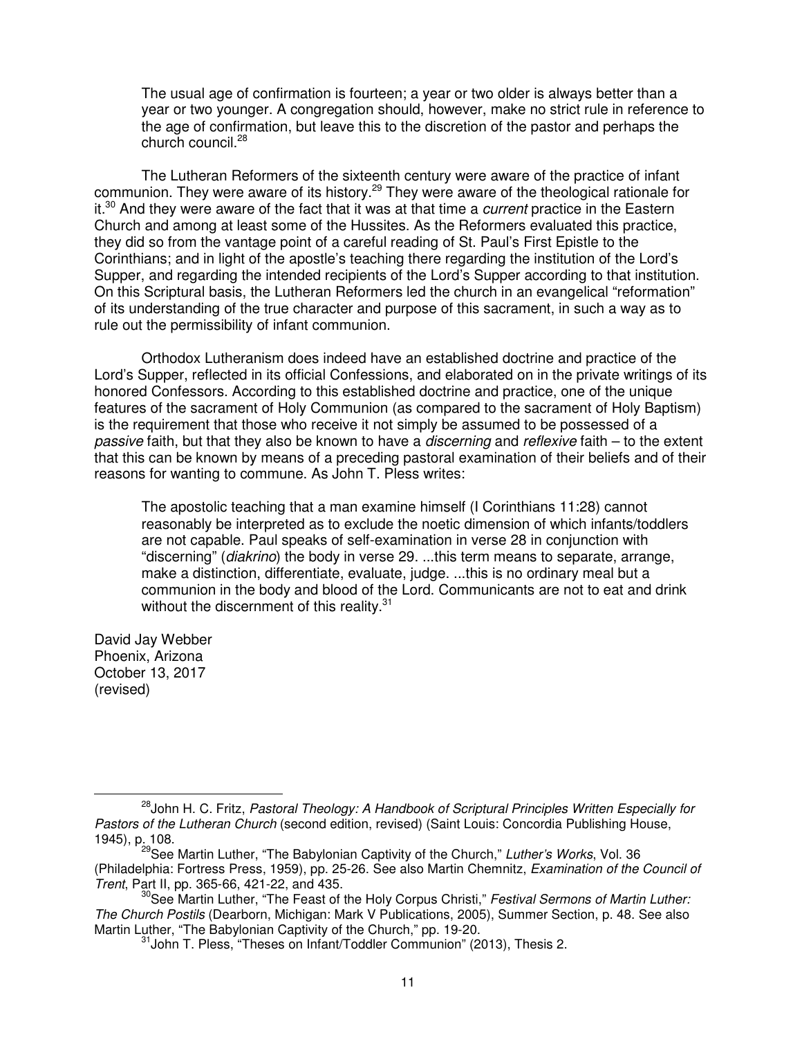> The usual age of confirmation is fourteen; a year or two older is always better than a year or two younger. A congregation should, however, make no strict rule in reference to the age of confirmation, but leave this to the discretion of the pastor and perhaps the church council.[28]

The Lutheran Reformers of the sixteenth century were aware of the practice of infant communion. They were aware of its history.[29] They were aware of the theological rationale for it.[30] And they were aware of the fact that it was at that time a *current* practice in the Eastern Church and among at least some of the Hussites. As the Reformers evaluated this practice, they did so from the vantage point of a careful reading of St. Paul's First Epistle to the Corinthians; and in light of the apostle's teaching there regarding the institution of the Lord's Supper, and regarding the intended recipients of the Lord's Supper according to that institution. On this Scriptural basis, the Lutheran Reformers led the church in an evangelical "reformation" of its understanding of the true character and purpose of this sacrament, in such a way as to rule out the permissibility of infant communion.

Orthodox Lutheranism does indeed have an established doctrine and practice of the Lord's Supper, reflected in its official Confessions, and elaborated on in the private writings of its honored Confessors. According to this established doctrine and practice, one of the unique features of the sacrament of Holy Communion (as compared to the sacrament of Holy Baptism) is the requirement that those who receive it not simply be assumed to be possessed of a *passive* faith, but that they also be known to have a *discerning* and *reflexive* faith – to the extent that this can be known by means of a preceding pastoral examination of their beliefs and of their reasons for wanting to commune. As John T. Pless writes:

> The apostolic teaching that a man examine himself (I Corinthians 11:28) cannot reasonably be interpreted as to exclude the noetic dimension of which infants/toddlers are not capable. Paul speaks of self-examination in verse 28 in conjunction with "discerning" (*diakrino*) the body in verse 29. ...this term means to separate, arrange, make a distinction, differentiate, evaluate, judge. ...this is no ordinary meal but a communion in the body and blood of the Lord. Communicants are not to eat and drink without the discernment of this reality.[31]

David Jay Webber
Phoenix, Arizona
October 13, 2017
(revised)

---

[28] John H. C. Fritz, *Pastoral Theology: A Handbook of Scriptural Principles Written Especially for Pastors of the Lutheran Church* (second edition, revised) (Saint Louis: Concordia Publishing House, 1945), p. 108.

[29] See Martin Luther, "The Babylonian Captivity of the Church," *Luther's Works*, Vol. 36 (Philadelphia: Fortress Press, 1959), pp. 25-26. See also Martin Chemnitz, *Examination of the Council of Trent*, Part II, pp. 365-66, 421-22, and 435.

[30] See Martin Luther, "The Feast of the Holy Corpus Christi," *Festival Sermons of Martin Luther: The Church Postils* (Dearborn, Michigan: Mark V Publications, 2005), Summer Section, p. 48. See also Martin Luther, "The Babylonian Captivity of the Church," pp. 19-20.

[31] John T. Pless, "Theses on Infant/Toddler Communion" (2013), Thesis 2.